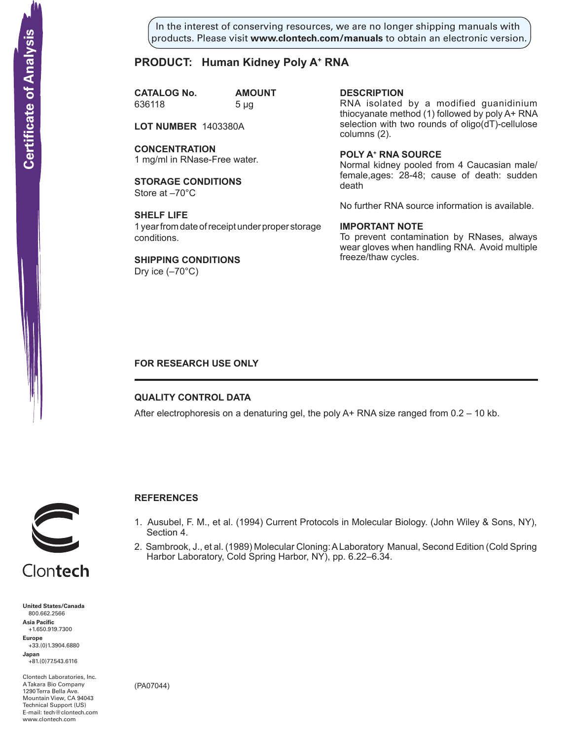Certificate of Analysis

In the interest of conserving resources, we are no longer shipping manuals with products. Please visit **www.clontech.com/manuals** to obtain an electronic version.

## PRODUCT: Human Kidney Poly A+ RNA

**CATALOG No.**
636118

**AMOUNT**
5 µg

**LOT NUMBER** 1403380A

**CONCENTRATION**
1 mg/ml in RNase-Free water.

**STORAGE CONDITIONS**
Store at –70°C

**SHELF LIFE**
1 year from date of receipt under proper storage conditions.

**SHIPPING CONDITIONS**
Dry ice (–70°C)

**DESCRIPTION**
RNA isolated by a modified guanidinium thiocyanate method (1) followed by poly A+ RNA selection with two rounds of oligo(dT)-cellulose columns (2).

**POLY A+ RNA SOURCE**
Normal kidney pooled from 4 Caucasian male/female,ages: 28-48; cause of death: sudden death

No further RNA source information is available.

**IMPORTANT NOTE**
To prevent contamination by RNases, always wear gloves when handling RNA. Avoid multiple freeze/thaw cycles.

**FOR RESEARCH USE ONLY**

---

**QUALITY CONTROL DATA**

After electrophoresis on a denaturing gel, the poly A+ RNA size ranged from 0.2 – 10 kb.

**REFERENCES**

1. Ausubel, F. M., et al. (1994) Current Protocols in Molecular Biology. (John Wiley & Sons, NY), Section 4.
2. Sambrook, J., et al. (1989) Molecular Cloning: A Laboratory Manual, Second Edition (Cold Spring Harbor Laboratory, Cold Spring Harbor, NY), pp. 6.22–6.34.

(PA07044)

Clontech

**United States/Canada**
800.662.2566
**Asia Pacific**
+1.650.919.7300
**Europe**
+33.(0)1.3904.6880
**Japan**
+81.(0)77.543.6116

Clontech Laboratories, Inc.
A Takara Bio Company
1290 Terra Bella Ave.
Mountain View, CA 94043
Technical Support (US)
E-mail: tech@clontech.com
www.clontech.com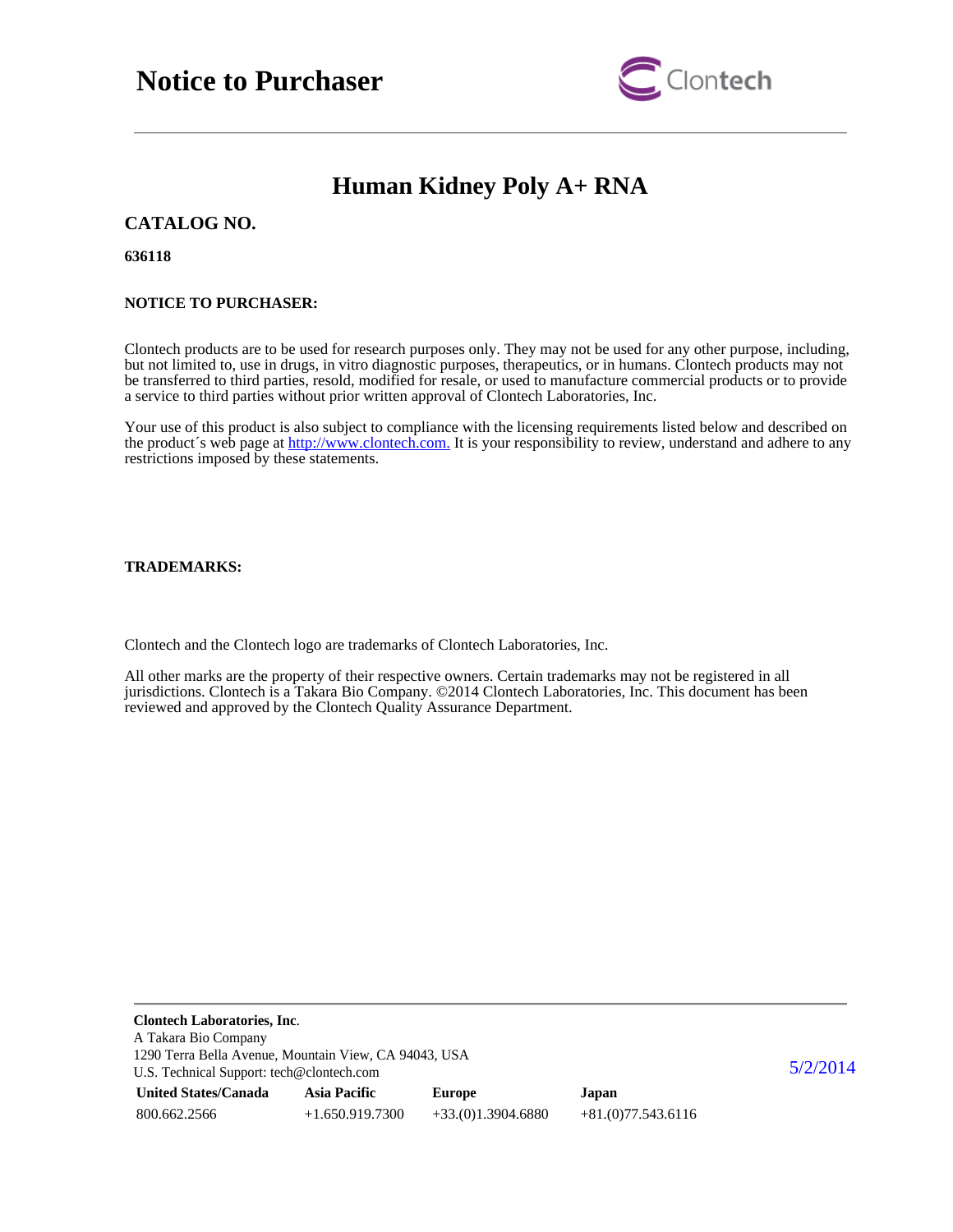# Notice to Purchaser

## Human Kidney Poly A+ RNA

### CATALOG NO.

**636118**

**NOTICE TO PURCHASER:**

Clontech products are to be used for research purposes only. They may not be used for any other purpose, including, but not limited to, use in drugs, in vitro diagnostic purposes, therapeutics, or in humans. Clontech products may not be transferred to third parties, resold, modified for resale, or used to manufacture commercial products or to provide a service to third parties without prior written approval of Clontech Laboratories, Inc.

Your use of this product is also subject to compliance with the licensing requirements listed below and described on the product´s web page at http://www.clontech.com. It is your responsibility to review, understand and adhere to any restrictions imposed by these statements.

**TRADEMARKS:**

Clontech and the Clontech logo are trademarks of Clontech Laboratories, Inc.

All other marks are the property of their respective owners. Certain trademarks may not be registered in all jurisdictions. Clontech is a Takara Bio Company. ©2014 Clontech Laboratories, Inc. This document has been reviewed and approved by the Clontech Quality Assurance Department.

**Clontech Laboratories, Inc**.
A Takara Bio Company
1290 Terra Bella Avenue, Mountain View, CA 94043, USA
U.S. Technical Support: tech@clontech.com

| United States/Canada | Asia Pacific | Europe | Japan |
|---|---|---|---|
| 800.662.2566 | +1.650.919.7300 | +33.(0)1.3904.6880 | +81.(0)77.543.6116 |

5/2/2014